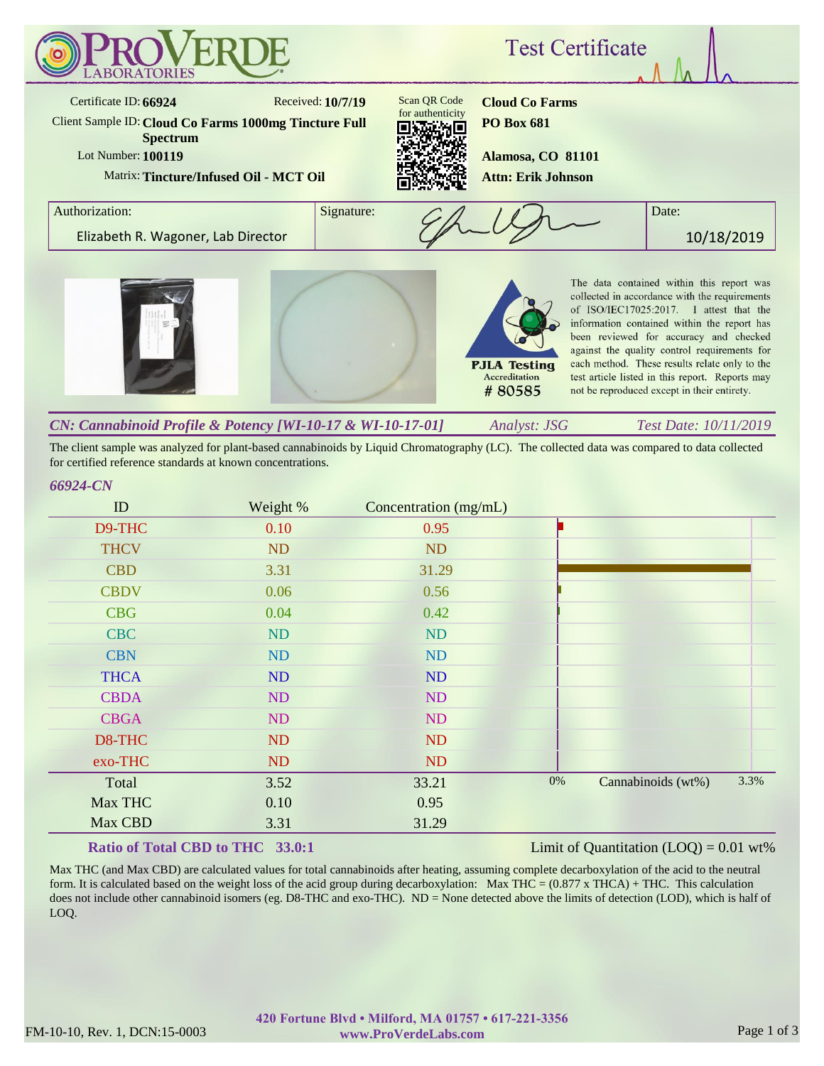# ProVerde Laboratories

## Test Certificate

Certificate ID: **66924** Received: **10/7/19**

Client Sample ID: **Cloud Co Farms 1000mg Tincture Full Spectrum**

Lot Number: **100119**

Matrix: **Tincture/Infused Oil - MCT Oil**

Scan QR Code for authenticity

**Cloud Co Farms**
**PO Box 681**
**Alamosa, CO 81101**
**Attn: Erik Johnson**

| Authorization: | Signature: | Date: |
|---|---|---|
| Elizabeth R. Wagoner, Lab Director | | 10/18/2019 |

PJLA Testing Accreditation # 80585

The data contained within this report was collected in accordance with the requirements of ISO/IEC17025:2017. I attest that the information contained within the report has been reviewed for accuracy and checked against the quality control requirements for each method. These results relate only to the test article listed in this report. Reports may not be reproduced except in their entirety.

### *CN: Cannabinoid Profile & Potency [WI-10-17 & WI-10-17-01]* *Analyst: JSG* *Test Date: 10/11/2019*

The client sample was analyzed for plant-based cannabinoids by Liquid Chromatography (LC). The collected data was compared to data collected for certified reference standards at known concentrations.

*66924-CN*

| ID | Weight % | Concentration (mg/mL) |
|---|---|---|
| D9-THC | 0.10 | 0.95 |
| THCV | ND | ND |
| CBD | 3.31 | 31.29 |
| CBDV | 0.06 | 0.56 |
| CBG | 0.04 | 0.42 |
| CBC | ND | ND |
| CBN | ND | ND |
| THCA | ND | ND |
| CBDA | ND | ND |
| CBGA | ND | ND |
| D8-THC | ND | ND |
| exo-THC | ND | ND |
| Total | 3.52 | 33.21 |
| Max THC | 0.10 | 0.95 |
| Max CBD | 3.31 | 31.29 |

Chart: Cannabinoids (wt%), 0% – 3.3%

**Ratio of Total CBD to THC 33.0:1**

Limit of Quantitation (LOQ) = 0.01 wt%

Max THC (and Max CBD) are calculated values for total cannabinoids after heating, assuming complete decarboxylation of the acid to the neutral form. It is calculated based on the weight loss of the acid group during decarboxylation: Max THC = (0.877 x THCA) + THC. This calculation does not include other cannabinoid isomers (eg. D8-THC and exo-THC). ND = None detected above the limits of detection (LOD), which is half of LOQ.

FM-10-10, Rev. 1, DCN:15-0003

420 Fortune Blvd • Milford, MA 01757 • 617-221-3356
www.ProVerdeLabs.com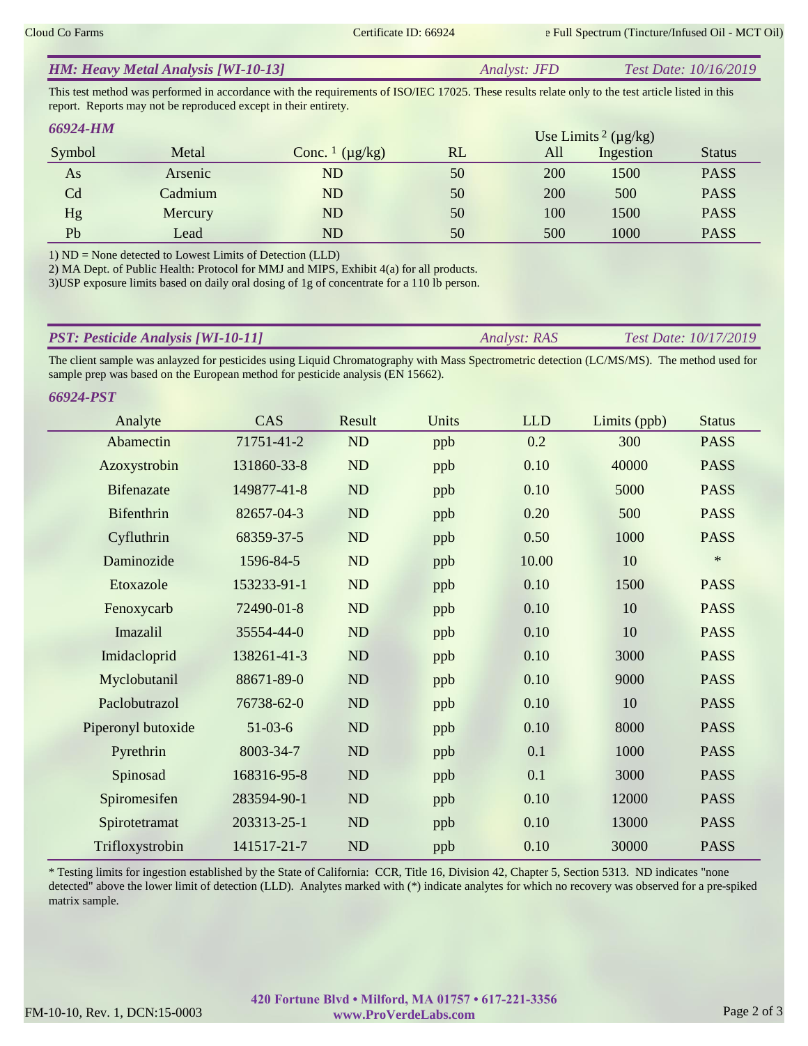## HM: Heavy Metal Analysis [WI-10-13]

*Analyst: JFD* — *Test Date: 10/16/2019*

This test method was performed in accordance with the requirements of ISO/IEC 17025. These results relate only to the test article listed in this report. Reports may not be reproduced except in their entirety.

### 66924-HM

| Symbol | Metal | Conc. [1] (μg/kg) | RL | Use Limits [2] (μg/kg) | |  Status |
|---|---|---|---|---|---|---|
| | | | | All | Ingestion | |
| As | Arsenic | ND | 50 | 200 | 1500 | PASS |
| Cd | Cadmium | ND | 50 | 200 | 500 | PASS |
| Hg | Mercury | ND | 50 | 100 | 1500 | PASS |
| Pb | Lead | ND | 50 | 500 | 1000 | PASS |

1) ND = None detected to Lowest Limits of Detection (LLD)
2) MA Dept. of Public Health: Protocol for MMJ and MIPS, Exhibit 4(a) for all products.
3)USP exposure limits based on daily oral dosing of 1g of concentrate for a 110 lb person.

## PST: Pesticide Analysis [WI-10-11]

*Analyst: RAS* — *Test Date: 10/17/2019*

The client sample was anlayzed for pesticides using Liquid Chromatography with Mass Spectrometric detection (LC/MS/MS). The method used for sample prep was based on the European method for pesticide analysis (EN 15662).

### 66924-PST

| Analyte | CAS | Result | Units | LLD | Limits (ppb) | Status |
|---|---|---|---|---|---|---|
| Abamectin | 71751-41-2 | ND | ppb | 0.2 | 300 | PASS |
| Azoxystrobin | 131860-33-8 | ND | ppb | 0.10 | 40000 | PASS |
| Bifenazate | 149877-41-8 | ND | ppb | 0.10 | 5000 | PASS |
| Bifenthrin | 82657-04-3 | ND | ppb | 0.20 | 500 | PASS |
| Cyfluthrin | 68359-37-5 | ND | ppb | 0.50 | 1000 | PASS |
| Daminozide | 1596-84-5 | ND | ppb | 10.00 | 10 | * |
| Etoxazole | 153233-91-1 | ND | ppb | 0.10 | 1500 | PASS |
| Fenoxycarb | 72490-01-8 | ND | ppb | 0.10 | 10 | PASS |
| Imazalil | 35554-44-0 | ND | ppb | 0.10 | 10 | PASS |
| Imidacloprid | 138261-41-3 | ND | ppb | 0.10 | 3000 | PASS |
| Myclobutanil | 88671-89-0 | ND | ppb | 0.10 | 9000 | PASS |
| Paclobutrazol | 76738-62-0 | ND | ppb | 0.10 | 10 | PASS |
| Piperonyl butoxide | 51-03-6 | ND | ppb | 0.10 | 8000 | PASS |
| Pyrethrin | 8003-34-7 | ND | ppb | 0.1 | 1000 | PASS |
| Spinosad | 168316-95-8 | ND | ppb | 0.1 | 3000 | PASS |
| Spiromesifen | 283594-90-1 | ND | ppb | 0.10 | 12000 | PASS |
| Spirotetramat | 203313-25-1 | ND | ppb | 0.10 | 13000 | PASS |
| Trifloxystrobin | 141517-21-7 | ND | ppb | 0.10 | 30000 | PASS |

* Testing limits for ingestion established by the State of California: CCR, Title 16, Division 42, Chapter 5, Section 5313. ND indicates "none detected" above the lower limit of detection (LLD). Analytes marked with (*) indicate analytes for which no recovery was observed for a pre-spiked matrix sample.

**420 Fortune Blvd • Milford, MA 01757 • 617-221-3356**
**www.ProVerdeLabs.com**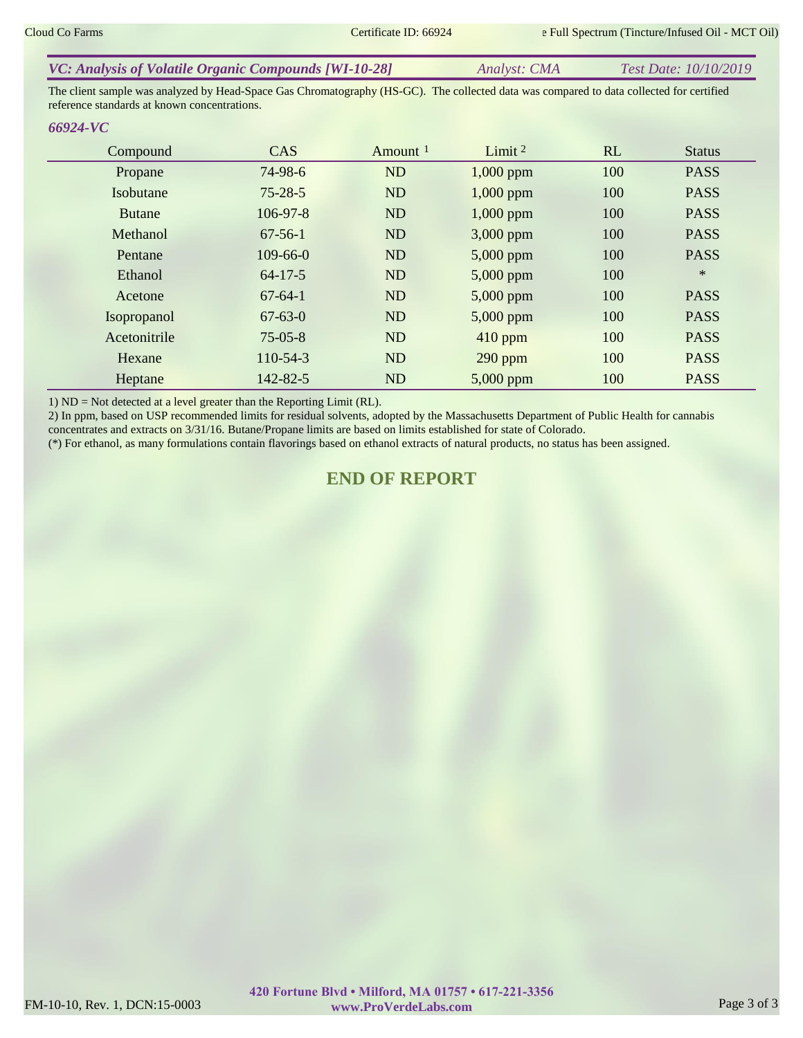## *VC: Analysis of Volatile Organic Compounds [WI-10-28]* *Analyst: CMA* *Test Date: 10/10/2019*

The client sample was analyzed by Head-Space Gas Chromatography (HS-GC). The collected data was compared to data collected for certified reference standards at known concentrations.

### *66924-VC*

| Compound | CAS | Amount [1] | Limit [2] | RL | Status |
|---|---|---|---|---|---|
| Propane | 74-98-6 | ND | 1,000 ppm | 100 | PASS |
| Isobutane | 75-28-5 | ND | 1,000 ppm | 100 | PASS |
| Butane | 106-97-8 | ND | 1,000 ppm | 100 | PASS |
| Methanol | 67-56-1 | ND | 3,000 ppm | 100 | PASS |
| Pentane | 109-66-0 | ND | 5,000 ppm | 100 | PASS |
| Ethanol | 64-17-5 | ND | 5,000 ppm | 100 | * |
| Acetone | 67-64-1 | ND | 5,000 ppm | 100 | PASS |
| Isopropanol | 67-63-0 | ND | 5,000 ppm | 100 | PASS |
| Acetonitrile | 75-05-8 | ND | 410 ppm | 100 | PASS |
| Hexane | 110-54-3 | ND | 290 ppm | 100 | PASS |
| Heptane | 142-82-5 | ND | 5,000 ppm | 100 | PASS |

1) ND = Not detected at a level greater than the Reporting Limit (RL).
2) In ppm, based on USP recommended limits for residual solvents, adopted by the Massachusetts Department of Public Health for cannabis concentrates and extracts on 3/31/16. Butane/Propane limits are based on limits established for state of Colorado.
(*) For ethanol, as many formulations contain flavorings based on ethanol extracts of natural products, no status has been assigned.

**END OF REPORT**